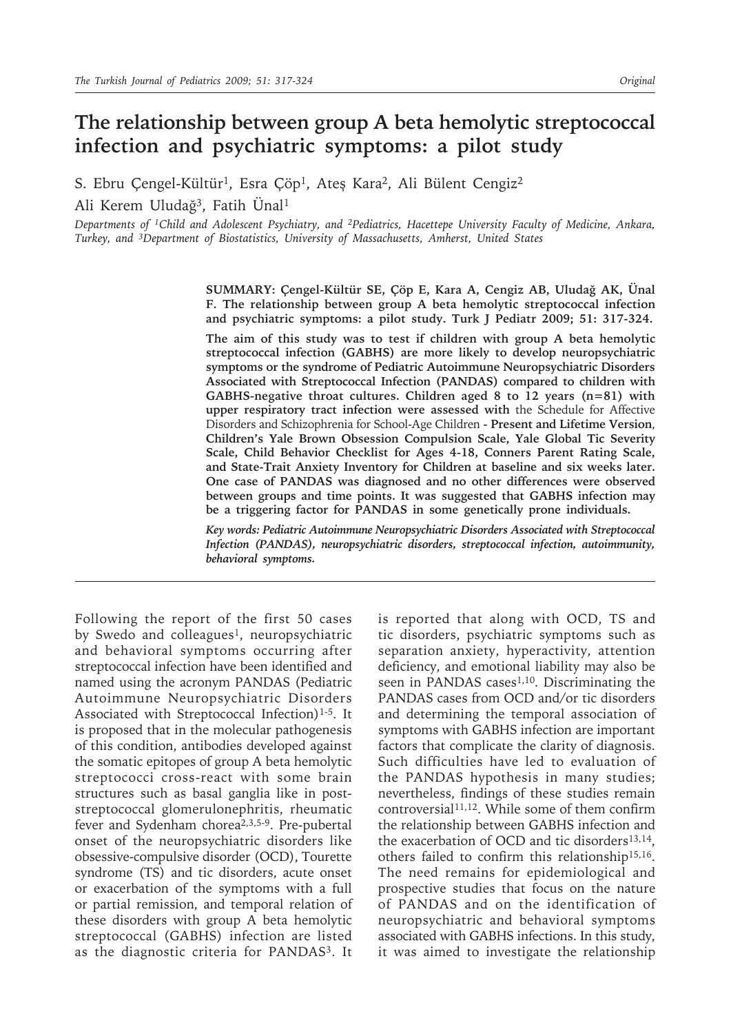# The relationship between group A beta hemolytic streptococcal infection and psychiatric symptoms: a pilot study

S. Ebru Çengel-Kültür[1], Esra Çöp[1], Ateş Kara[2], Ali Bülent Cengiz[2]

Ali Kerem Uludağ[3], Fatih Ünal[1]

*Departments of [1]Child and Adolescent Psychiatry, and [2]Pediatrics, Hacettepe University Faculty of Medicine, Ankara, Turkey, and [3]Department of Biostatistics, University of Massachusetts, Amherst, United States*

**SUMMARY: Çengel-Kültür SE, Çöp E, Kara A, Cengiz AB, Uludağ AK, Ünal F. The relationship between group A beta hemolytic streptococcal infection and psychiatric symptoms: a pilot study. Turk J Pediatr 2009; 51: 317-324.**

**The aim of this study was to test if children with group A beta hemolytic streptococcal infection (GABHS) are more likely to develop neuropsychiatric symptoms or the syndrome of Pediatric Autoimmune Neuropsychiatric Disorders Associated with Streptococcal Infection (PANDAS) compared to children with GABHS-negative throat cultures. Children aged 8 to 12 years (n=81) with upper respiratory tract infection were assessed with** the Schedule for Affective Disorders and Schizophrenia for School-Age Children **- Present and Lifetime Version, Children's Yale Brown Obsession Compulsion Scale, Yale Global Tic Severity Scale, Child Behavior Checklist for Ages 4-18, Conners Parent Rating Scale, and State-Trait Anxiety Inventory for Children at baseline and six weeks later. One case of PANDAS was diagnosed and no other differences were observed between groups and time points. It was suggested that GABHS infection may be a triggering factor for PANDAS in some genetically prone individuals.**

***Key words: Pediatric Autoimmune Neuropsychiatric Disorders Associated with Streptococcal Infection (PANDAS), neuropsychiatric disorders, streptococcal infection, autoimmunity, behavioral symptoms.***

---

Following the report of the first 50 cases by Swedo and colleagues[1], neuropsychiatric and behavioral symptoms occurring after streptococcal infection have been identified and named using the acronym PANDAS (Pediatric Autoimmune Neuropsychiatric Disorders Associated with Streptococcal Infection)[1-5]. It is proposed that in the molecular pathogenesis of this condition, antibodies developed against the somatic epitopes of group A beta hemolytic streptococci cross-react with some brain structures such as basal ganglia like in post-streptococcal glomerulonephritis, rheumatic fever and Sydenham chorea[2,3,5-9]. Pre-pubertal onset of the neuropsychiatric disorders like obsessive-compulsive disorder (OCD), Tourette syndrome (TS) and tic disorders, acute onset or exacerbation of the symptoms with a full or partial remission, and temporal relation of these disorders with group A beta hemolytic streptococcal (GABHS) infection are listed as the diagnostic criteria for PANDAS[3]. It is reported that along with OCD, TS and tic disorders, psychiatric symptoms such as separation anxiety, hyperactivity, attention deficiency, and emotional liability may also be seen in PANDAS cases[1,10]. Discriminating the PANDAS cases from OCD and/or tic disorders and determining the temporal association of symptoms with GABHS infection are important factors that complicate the clarity of diagnosis. Such difficulties have led to evaluation of the PANDAS hypothesis in many studies; nevertheless, findings of these studies remain controversial[11,12]. While some of them confirm the relationship between GABHS infection and the exacerbation of OCD and tic disorders[13,14], others failed to confirm this relationship[15,16]. The need remains for epidemiological and prospective studies that focus on the nature of PANDAS and on the identification of neuropsychiatric and behavioral symptoms associated with GABHS infections. In this study, it was aimed to investigate the relationship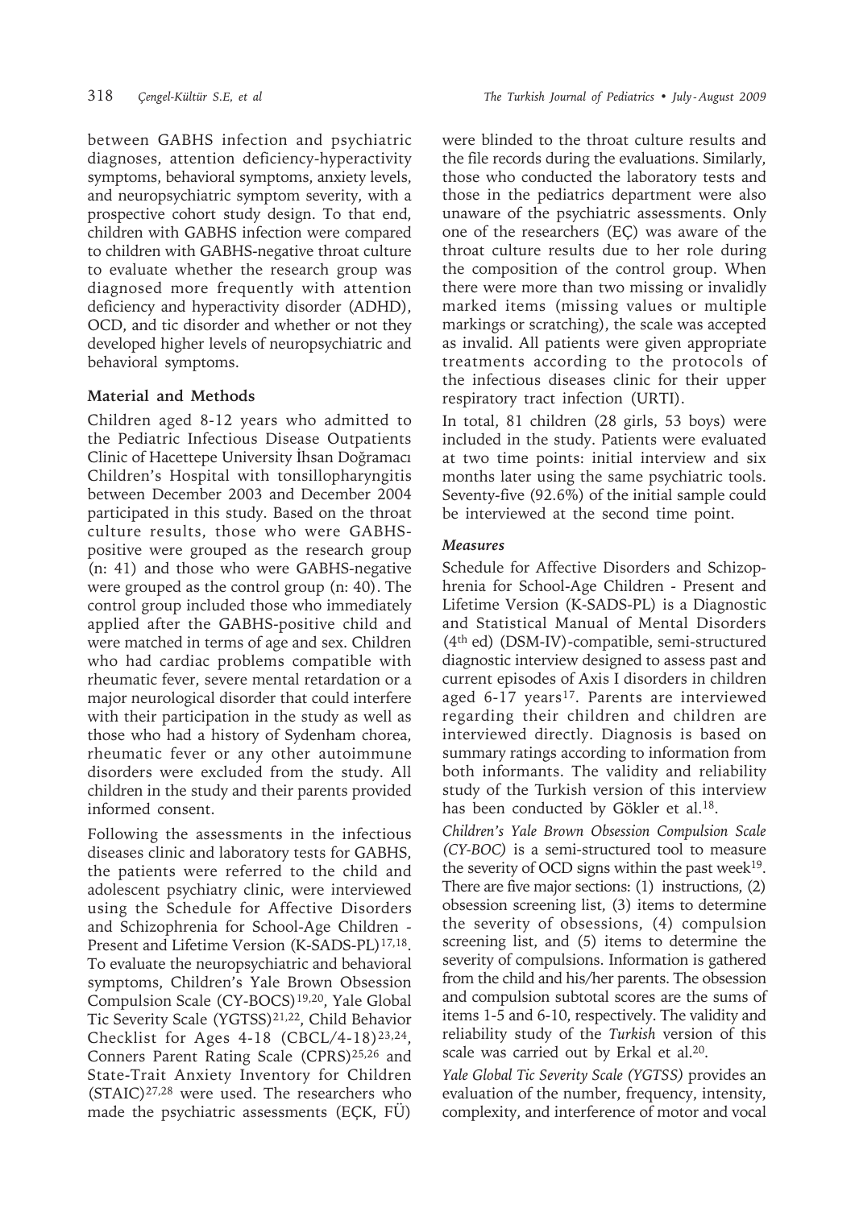between GABHS infection and psychiatric diagnoses, attention deficiency-hyperactivity symptoms, behavioral symptoms, anxiety levels, and neuropsychiatric symptom severity, with a prospective cohort study design. To that end, children with GABHS infection were compared to children with GABHS-negative throat culture to evaluate whether the research group was diagnosed more frequently with attention deficiency and hyperactivity disorder (ADHD), OCD, and tic disorder and whether or not they developed higher levels of neuropsychiatric and behavioral symptoms.

## Material and Methods

Children aged 8-12 years who admitted to the Pediatric Infectious Disease Outpatients Clinic of Hacettepe University İhsan Doğramacı Children's Hospital with tonsillopharyngitis between December 2003 and December 2004 participated in this study. Based on the throat culture results, those who were GABHS-positive were grouped as the research group (n: 41) and those who were GABHS-negative were grouped as the control group (n: 40). The control group included those who immediately applied after the GABHS-positive child and were matched in terms of age and sex. Children who had cardiac problems compatible with rheumatic fever, severe mental retardation or a major neurological disorder that could interfere with their participation in the study as well as those who had a history of Sydenham chorea, rheumatic fever or any other autoimmune disorders were excluded from the study. All children in the study and their parents provided informed consent.

Following the assessments in the infectious diseases clinic and laboratory tests for GABHS, the patients were referred to the child and adolescent psychiatry clinic, were interviewed using the Schedule for Affective Disorders and Schizophrenia for School-Age Children - Present and Lifetime Version (K-SADS-PL)[17,18]. To evaluate the neuropsychiatric and behavioral symptoms, Children's Yale Brown Obsession Compulsion Scale (CY-BOCS)[19,20], Yale Global Tic Severity Scale (YGTSS)[21,22], Child Behavior Checklist for Ages 4-18 (CBCL/4-18)[23,24], Conners Parent Rating Scale (CPRS)[25,26] and State-Trait Anxiety Inventory for Children (STAIC)[27,28] were used. The researchers who made the psychiatric assessments (EÇK, FÜ) were blinded to the throat culture results and the file records during the evaluations. Similarly, those who conducted the laboratory tests and those in the pediatrics department were also unaware of the psychiatric assessments. Only one of the researchers (EÇ) was aware of the throat culture results due to her role during the composition of the control group. When there were more than two missing or invalidly marked items (missing values or multiple markings or scratching), the scale was accepted as invalid. All patients were given appropriate treatments according to the protocols of the infectious diseases clinic for their upper respiratory tract infection (URTI).

In total, 81 children (28 girls, 53 boys) were included in the study. Patients were evaluated at two time points: initial interview and six months later using the same psychiatric tools. Seventy-five (92.6%) of the initial sample could be interviewed at the second time point.

### *Measures*

Schedule for Affective Disorders and Schizophrenia for School-Age Children - Present and Lifetime Version (K-SADS-PL) is a Diagnostic and Statistical Manual of Mental Disorders (4th ed) (DSM-IV)-compatible, semi-structured diagnostic interview designed to assess past and current episodes of Axis I disorders in children aged 6-17 years[17]. Parents are interviewed regarding their children and children are interviewed directly. Diagnosis is based on summary ratings according to information from both informants. The validity and reliability study of the Turkish version of this interview has been conducted by Gökler et al.[18].

*Children's Yale Brown Obsession Compulsion Scale (CY-BOC)* is a semi-structured tool to measure the severity of OCD signs within the past week[19]. There are five major sections: (1) instructions, (2) obsession screening list, (3) items to determine the severity of obsessions, (4) compulsion screening list, and (5) items to determine the severity of compulsions. Information is gathered from the child and his/her parents. The obsession and compulsion subtotal scores are the sums of items 1-5 and 6-10, respectively. The validity and reliability study of the *Turkish* version of this scale was carried out by Erkal et al.[20].

*Yale Global Tic Severity Scale (YGTSS)* provides an evaluation of the number, frequency, intensity, complexity, and interference of motor and vocal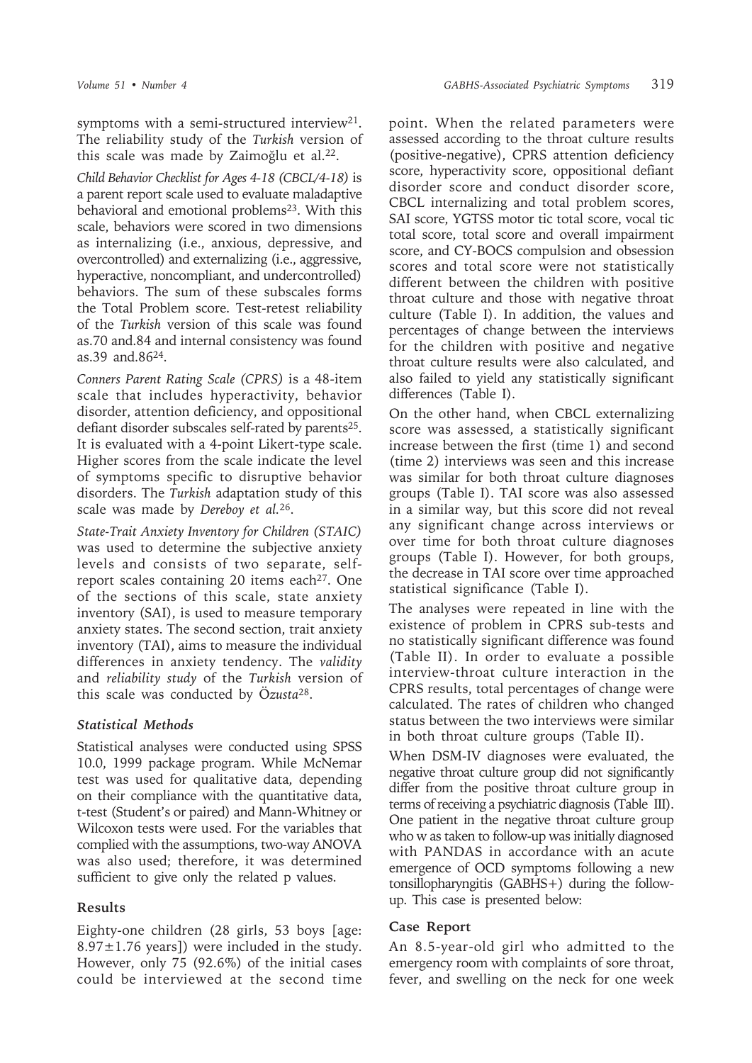symptoms with a semi-structured interview[21]. The reliability study of the *Turkish* version of this scale was made by Zaimoğlu et al.[22].

*Child Behavior Checklist for Ages 4-18 (CBCL/4-18)* is a parent report scale used to evaluate maladaptive behavioral and emotional problems[23]. With this scale, behaviors were scored in two dimensions as internalizing (i.e., anxious, depressive, and overcontrolled) and externalizing (i.e., aggressive, hyperactive, noncompliant, and undercontrolled) behaviors. The sum of these subscales forms the Total Problem score. Test-retest reliability of the *Turkish* version of this scale was found as.70 and.84 and internal consistency was found as.39 and.86[24].

*Conners Parent Rating Scale (CPRS)* is a 48-item scale that includes hyperactivity, behavior disorder, attention deficiency, and oppositional defiant disorder subscales self-rated by parents[25]. It is evaluated with a 4-point Likert-type scale. Higher scores from the scale indicate the level of symptoms specific to disruptive behavior disorders. The *Turkish* adaptation study of this scale was made by *Dereboy et al.*[26].

*State-Trait Anxiety Inventory for Children (STAIC)* was used to determine the subjective anxiety levels and consists of two separate, self-report scales containing 20 items each[27]. One of the sections of this scale, state anxiety inventory (SAI), is used to measure temporary anxiety states. The second section, trait anxiety inventory (TAI), aims to measure the individual differences in anxiety tendency. The *validity* and *reliability study* of the *Turkish* version of this scale was conducted by *Özusta*[28].

### *Statistical Methods*

Statistical analyses were conducted using SPSS 10.0, 1999 package program. While McNemar test was used for qualitative data, depending on their compliance with the quantitative data, t-test (Student's or paired) and Mann-Whitney or Wilcoxon tests were used. For the variables that complied with the assumptions, two-way ANOVA was also used; therefore, it was determined sufficient to give only the related p values.

## Results

Eighty-one children (28 girls, 53 boys [age: $8.97\pm1.76$ years]) were included in the study. However, only 75 (92.6%) of the initial cases could be interviewed at the second time point. When the related parameters were assessed according to the throat culture results (positive-negative), CPRS attention deficiency score, hyperactivity score, oppositional defiant disorder score and conduct disorder score, CBCL internalizing and total problem scores, SAI score, YGTSS motor tic total score, vocal tic total score, total score and overall impairment score, and CY-BOCS compulsion and obsession scores and total score were not statistically different between the children with positive throat culture and those with negative throat culture (Table I). In addition, the values and percentages of change between the interviews for the children with positive and negative throat culture results were also calculated, and also failed to yield any statistically significant differences (Table I).

On the other hand, when CBCL externalizing score was assessed, a statistically significant increase between the first (time 1) and second (time 2) interviews was seen and this increase was similar for both throat culture diagnoses groups (Table I). TAI score was also assessed in a similar way, but this score did not reveal any significant change across interviews or over time for both throat culture diagnoses groups (Table I). However, for both groups, the decrease in TAI score over time approached statistical significance (Table I).

The analyses were repeated in line with the existence of problem in CPRS sub-tests and no statistically significant difference was found (Table II). In order to evaluate a possible interview-throat culture interaction in the CPRS results, total percentages of change were calculated. The rates of children who changed status between the two interviews were similar in both throat culture groups (Table II).

When DSM-IV diagnoses were evaluated, the negative throat culture group did not significantly differ from the positive throat culture group in terms of receiving a psychiatric diagnosis (Table III). One patient in the negative throat culture group who w as taken to follow-up was initially diagnosed with PANDAS in accordance with an acute emergence of OCD symptoms following a new tonsillopharyngitis (GABHS+) during the follow-up. This case is presented below:

## Case Report

An 8.5-year-old girl who admitted to the emergency room with complaints of sore throat, fever, and swelling on the neck for one week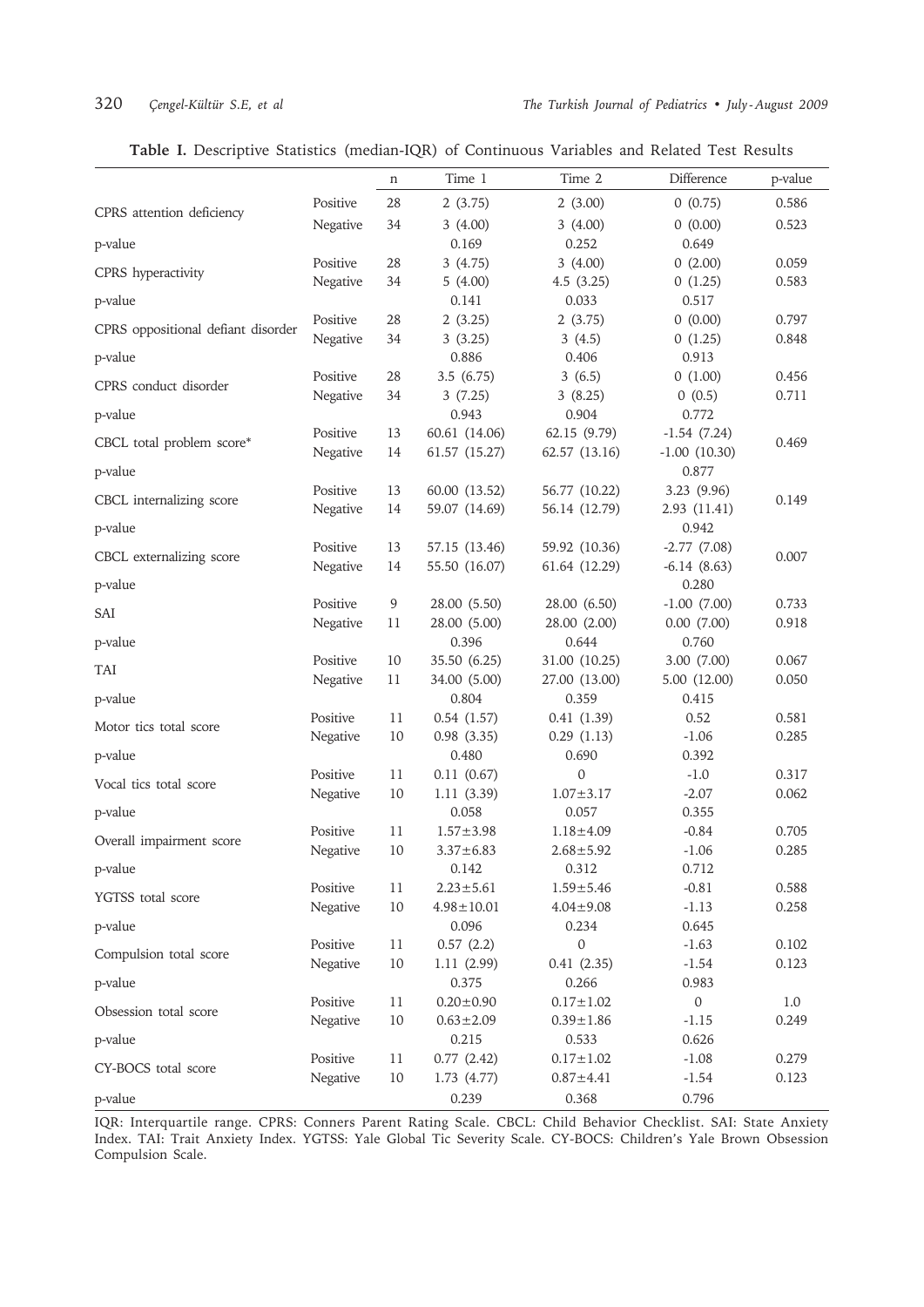**Table I.** Descriptive Statistics (median-IQR) of Continuous Variables and Related Test Results

| | | n | Time 1 | Time 2 | Difference | p-value |
|---|---|---|---|---|---|---|
| CPRS attention deficiency | Positive | 28 | 2 (3.75) | 2 (3.00) | 0 (0.75) | 0.586 |
| | Negative | 34 | 3 (4.00) | 3 (4.00) | 0 (0.00) | 0.523 |
| p-value | | | 0.169 | 0.252 | 0.649 | |
| CPRS hyperactivity | Positive | 28 | 3 (4.75) | 3 (4.00) | 0 (2.00) | 0.059 |
| | Negative | 34 | 5 (4.00) | 4.5 (3.25) | 0 (1.25) | 0.583 |
| p-value | | | 0.141 | 0.033 | 0.517 | |
| CPRS oppositional defiant disorder | Positive | 28 | 2 (3.25) | 2 (3.75) | 0 (0.00) | 0.797 |
| | Negative | 34 | 3 (3.25) | 3 (4.5) | 0 (1.25) | 0.848 |
| p-value | | | 0.886 | 0.406 | 0.913 | |
| CPRS conduct disorder | Positive | 28 | 3.5 (6.75) | 3 (6.5) | 0 (1.00) | 0.456 |
| | Negative | 34 | 3 (7.25) | 3 (8.25) | 0 (0.5) | 0.711 |
| p-value | | | 0.943 | 0.904 | 0.772 | |
| CBCL total problem score* | Positive | 13 | 60.61 (14.06) | 62.15 (9.79) | -1.54 (7.24) | 0.469 |
| | Negative | 14 | 61.57 (15.27) | 62.57 (13.16) | -1.00 (10.30) | |
| p-value | | | | | 0.877 | |
| CBCL internalizing score | Positive | 13 | 60.00 (13.52) | 56.77 (10.22) | 3.23 (9.96) | 0.149 |
| | Negative | 14 | 59.07 (14.69) | 56.14 (12.79) | 2.93 (11.41) | |
| p-value | | | | | 0.942 | |
| CBCL externalizing score | Positive | 13 | 57.15 (13.46) | 59.92 (10.36) | -2.77 (7.08) | 0.007 |
| | Negative | 14 | 55.50 (16.07) | 61.64 (12.29) | -6.14 (8.63) | |
| p-value | | | | | 0.280 | |
| SAI | Positive | 9 | 28.00 (5.50) | 28.00 (6.50) | -1.00 (7.00) | 0.733 |
| | Negative | 11 | 28.00 (5.00) | 28.00 (2.00) | 0.00 (7.00) | 0.918 |
| p-value | | | 0.396 | 0.644 | 0.760 | |
| TAI | Positive | 10 | 35.50 (6.25) | 31.00 (10.25) | 3.00 (7.00) | 0.067 |
| | Negative | 11 | 34.00 (5.00) | 27.00 (13.00) | 5.00 (12.00) | 0.050 |
| p-value | | | 0.804 | 0.359 | 0.415 | |
| Motor tics total score | Positive | 11 | 0.54 (1.57) | 0.41 (1.39) | 0.52 | 0.581 |
| | Negative | 10 | 0.98 (3.35) | 0.29 (1.13) | -1.06 | 0.285 |
| p-value | | | 0.480 | 0.690 | 0.392 | |
| Vocal tics total score | Positive | 11 | 0.11 (0.67) | 0 | -1.0 | 0.317 |
| | Negative | 10 | 1.11 (3.39) | 1.07±3.17 | -2.07 | 0.062 |
| p-value | | | 0.058 | 0.057 | 0.355 | |
| Overall impairment score | Positive | 11 | 1.57±3.98 | 1.18±4.09 | -0.84 | 0.705 |
| | Negative | 10 | 3.37±6.83 | 2.68±5.92 | -1.06 | 0.285 |
| p-value | | | 0.142 | 0.312 | 0.712 | |
| YGTSS total score | Positive | 11 | 2.23±5.61 | 1.59±5.46 | -0.81 | 0.588 |
| | Negative | 10 | 4.98±10.01 | 4.04±9.08 | -1.13 | 0.258 |
| p-value | | | 0.096 | 0.234 | 0.645 | |
| Compulsion total score | Positive | 11 | 0.57 (2.2) | 0 | -1.63 | 0.102 |
| | Negative | 10 | 1.11 (2.99) | 0.41 (2.35) | -1.54 | 0.123 |
| p-value | | | 0.375 | 0.266 | 0.983 | |
| Obsession total score | Positive | 11 | 0.20±0.90 | 0.17±1.02 | 0 | 1.0 |
| | Negative | 10 | 0.63±2.09 | 0.39±1.86 | -1.15 | 0.249 |
| p-value | | | 0.215 | 0.533 | 0.626 | |
| CY-BOCS total score | Positive | 11 | 0.77 (2.42) | 0.17±1.02 | -1.08 | 0.279 |
| | Negative | 10 | 1.73 (4.77) | 0.87±4.41 | -1.54 | 0.123 |
| p-value | | | 0.239 | 0.368 | 0.796 | |

IQR: Interquartile range. CPRS: Conners Parent Rating Scale. CBCL: Child Behavior Checklist. SAI: State Anxiety Index. TAI: Trait Anxiety Index. YGTSS: Yale Global Tic Severity Scale. CY-BOCS: Children's Yale Brown Obsession Compulsion Scale.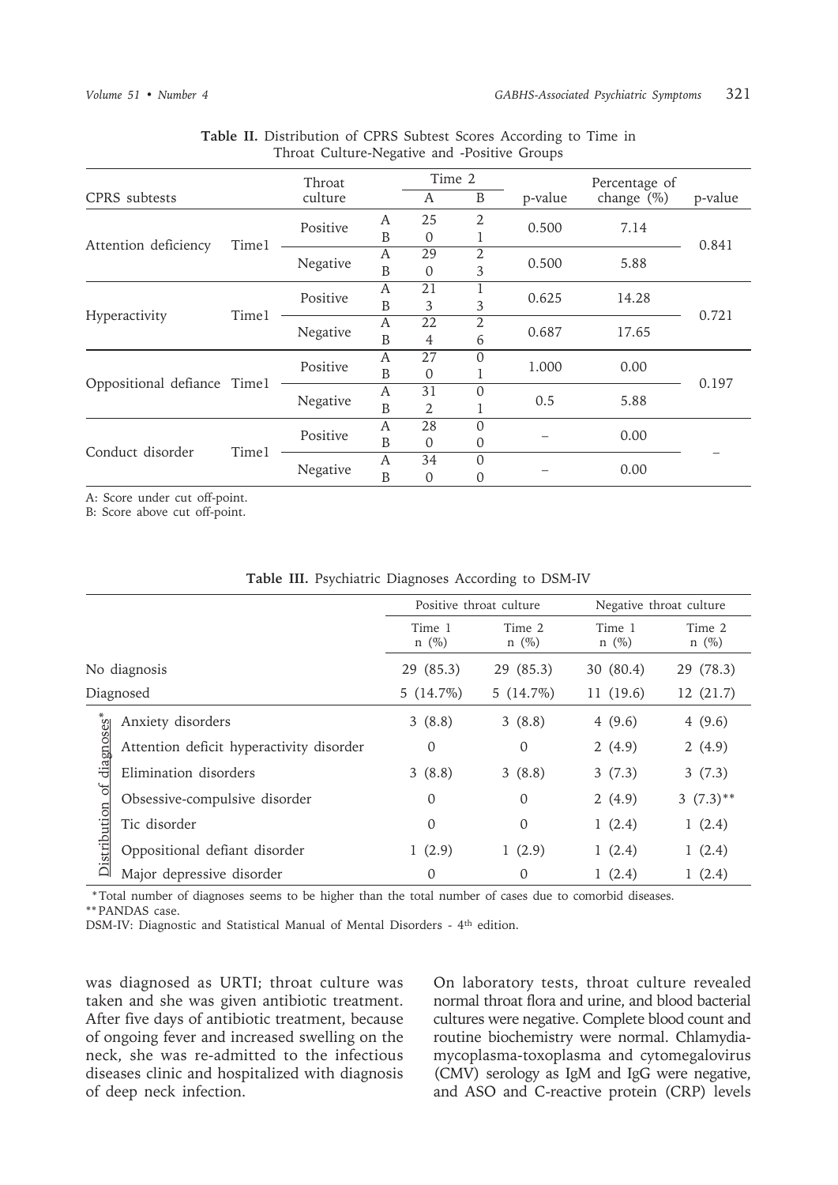**Table II.** Distribution of CPRS Subtest Scores According to Time in Throat Culture-Negative and -Positive Groups

| CPRS subtests | | Throat culture | | Time 2 A | Time 2 B | p-value | Percentage of change (%) | p-value |
|---|---|---|---|---|---|---|---|---|
| Attention deficiency | Time1 | Positive | A | 25 | 2 | 0.500 | 7.14 | 0.841 |
| | | | B | 0 | 1 | | | |
| | | Negative | A | 29 | 2 | 0.500 | 5.88 | |
| | | | B | 0 | 3 | | | |
| Hyperactivity | Time1 | Positive | A | 21 | 1 | 0.625 | 14.28 | 0.721 |
| | | | B | 3 | 3 | | | |
| | | Negative | A | 22 | 2 | 0.687 | 17.65 | |
| | | | B | 4 | 6 | | | |
| Oppositional defiance | Time1 | Positive | A | 27 | 0 | 1.000 | 0.00 | 0.197 |
| | | | B | 0 | 1 | | | |
| | | Negative | A | 31 | 0 | 0.5 | 5.88 | |
| | | | B | 2 | 1 | | | |
| Conduct disorder | Time1 | Positive | A | 28 | 0 | – | 0.00 | – |
| | | | B | 0 | 0 | | | |
| | | Negative | A | 34 | 0 | – | 0.00 | |
| | | | B | 0 | 0 | | | |

A: Score under cut off-point.
B: Score above cut off-point.

**Table III.** Psychiatric Diagnoses According to DSM-IV

| | | Positive throat culture Time 1 n (%) | Positive throat culture Time 2 n (%) | Negative throat culture Time 1 n (%) | Negative throat culture Time 2 n (%) |
|---|---|---|---|---|---|
| No diagnosis | | 29 (85.3) | 29 (85.3) | 30 (80.4) | 29 (78.3) |
| Diagnosed | | 5 (14.7%) | 5 (14.7%) | 11 (19.6) | 12 (21.7) |
| Distribution of diagnoses* | Anxiety disorders | 3 (8.8) | 3 (8.8) | 4 (9.6) | 4 (9.6) |
| | Attention deficit hyperactivity disorder | 0 | 0 | 2 (4.9) | 2 (4.9) |
| | Elimination disorders | 3 (8.8) | 3 (8.8) | 3 (7.3) | 3 (7.3) |
| | Obsessive-compulsive disorder | 0 | 0 | 2 (4.9) | 3 (7.3)** |
| | Tic disorder | 0 | 0 | 1 (2.4) | 1 (2.4) |
| | Oppositional defiant disorder | 1 (2.9) | 1 (2.9) | 1 (2.4) | 1 (2.4) |
| | Major depressive disorder | 0 | 0 | 1 (2.4) | 1 (2.4) |

*Total number of diagnoses seems to be higher than the total number of cases due to comorbid diseases.
**PANDAS case.
DSM-IV: Diagnostic and Statistical Manual of Mental Disorders - 4th edition.

was diagnosed as URTI; throat culture was taken and she was given antibiotic treatment. After five days of antibiotic treatment, because of ongoing fever and increased swelling on the neck, she was re-admitted to the infectious diseases clinic and hospitalized with diagnosis of deep neck infection.

On laboratory tests, throat culture revealed normal throat flora and urine, and blood bacterial cultures were negative. Complete blood count and routine biochemistry were normal. Chlamydia-mycoplasma-toxoplasma and cytomegalovirus (CMV) serology as IgM and IgG were negative, and ASO and C-reactive protein (CRP) levels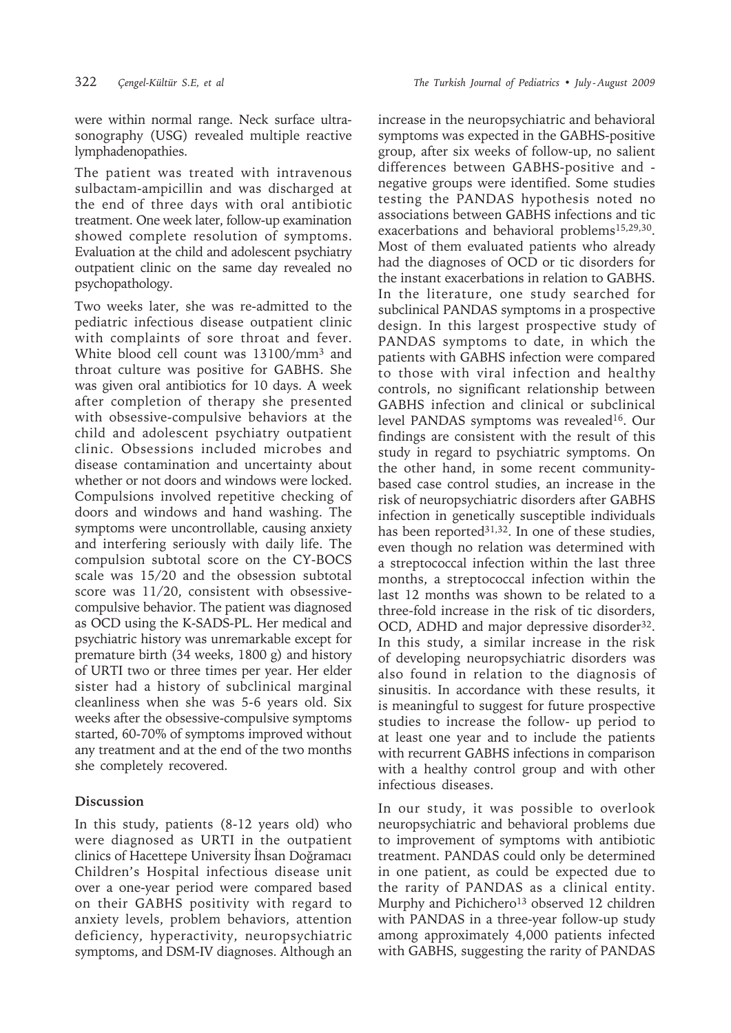were within normal range. Neck surface ultrasonography (USG) revealed multiple reactive lymphadenopathies.

The patient was treated with intravenous sulbactam-ampicillin and was discharged at the end of three days with oral antibiotic treatment. One week later, follow-up examination showed complete resolution of symptoms. Evaluation at the child and adolescent psychiatry outpatient clinic on the same day revealed no psychopathology.

Two weeks later, she was re-admitted to the pediatric infectious disease outpatient clinic with complaints of sore throat and fever. White blood cell count was 13100/mm$^3$ and throat culture was positive for GABHS. She was given oral antibiotics for 10 days. A week after completion of therapy she presented with obsessive-compulsive behaviors at the child and adolescent psychiatry outpatient clinic. Obsessions included microbes and disease contamination and uncertainty about whether or not doors and windows were locked. Compulsions involved repetitive checking of doors and windows and hand washing. The symptoms were uncontrollable, causing anxiety and interfering seriously with daily life. The compulsion subtotal score on the CY-BOCS scale was 15/20 and the obsession subtotal score was 11/20, consistent with obsessive-compulsive behavior. The patient was diagnosed as OCD using the K-SADS-PL. Her medical and psychiatric history was unremarkable except for premature birth (34 weeks, 1800 g) and history of URTI two or three times per year. Her elder sister had a history of subclinical marginal cleanliness when she was 5-6 years old. Six weeks after the obsessive-compulsive symptoms started, 60-70% of symptoms improved without any treatment and at the end of the two months she completely recovered.

## Discussion

In this study, patients (8-12 years old) who were diagnosed as URTI in the outpatient clinics of Hacettepe University İhsan Doğramacı Children's Hospital infectious disease unit over a one-year period were compared based on their GABHS positivity with regard to anxiety levels, problem behaviors, attention deficiency, hyperactivity, neuropsychiatric symptoms, and DSM-IV diagnoses. Although an increase in the neuropsychiatric and behavioral symptoms was expected in the GABHS-positive group, after six weeks of follow-up, no salient differences between GABHS-positive and -negative groups were identified. Some studies testing the PANDAS hypothesis noted no associations between GABHS infections and tic exacerbations and behavioral problems[15,29,30]. Most of them evaluated patients who already had the diagnoses of OCD or tic disorders for the instant exacerbations in relation to GABHS. In the literature, one study searched for subclinical PANDAS symptoms in a prospective design. In this largest prospective study of PANDAS symptoms to date, in which the patients with GABHS infection were compared to those with viral infection and healthy controls, no significant relationship between GABHS infection and clinical or subclinical level PANDAS symptoms was revealed[16]. Our findings are consistent with the result of this study in regard to psychiatric symptoms. On the other hand, in some recent community-based case control studies, an increase in the risk of neuropsychiatric disorders after GABHS infection in genetically susceptible individuals has been reported[31,32]. In one of these studies, even though no relation was determined with a streptococcal infection within the last three months, a streptococcal infection within the last 12 months was shown to be related to a three-fold increase in the risk of tic disorders, OCD, ADHD and major depressive disorder[32]. In this study, a similar increase in the risk of developing neuropsychiatric disorders was also found in relation to the diagnosis of sinusitis. In accordance with these results, it is meaningful to suggest for future prospective studies to increase the follow- up period to at least one year and to include the patients with recurrent GABHS infections in comparison with a healthy control group and with other infectious diseases.

In our study, it was possible to overlook neuropsychiatric and behavioral problems due to improvement of symptoms with antibiotic treatment. PANDAS could only be determined in one patient, as could be expected due to the rarity of PANDAS as a clinical entity. Murphy and Pichichero[13] observed 12 children with PANDAS in a three-year follow-up study among approximately 4,000 patients infected with GABHS, suggesting the rarity of PANDAS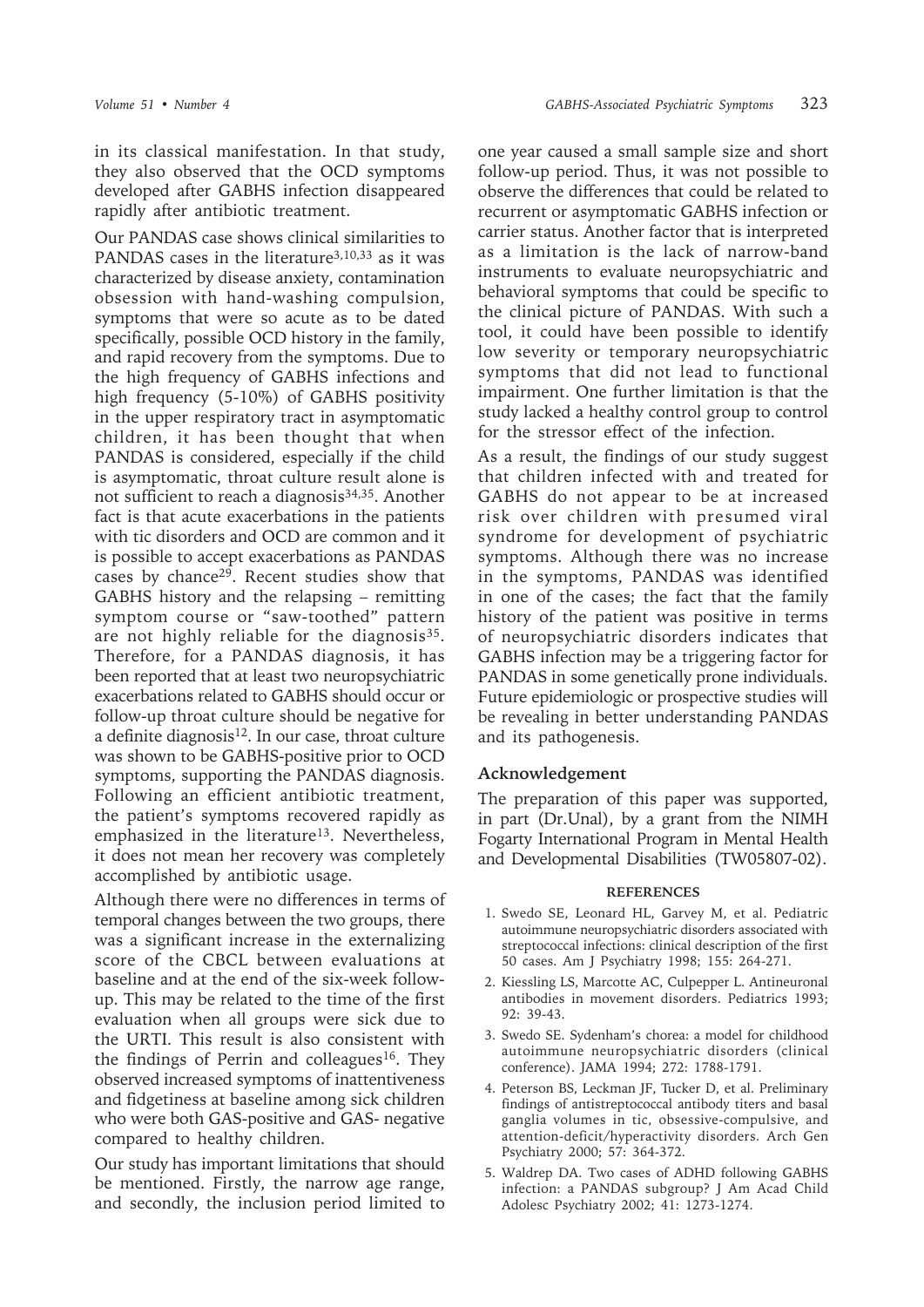in its classical manifestation. In that study, they also observed that the OCD symptoms developed after GABHS infection disappeared rapidly after antibiotic treatment.

Our PANDAS case shows clinical similarities to PANDAS cases in the literature[3,10,33] as it was characterized by disease anxiety, contamination obsession with hand-washing compulsion, symptoms that were so acute as to be dated specifically, possible OCD history in the family, and rapid recovery from the symptoms. Due to the high frequency of GABHS infections and high frequency (5-10%) of GABHS positivity in the upper respiratory tract in asymptomatic children, it has been thought that when PANDAS is considered, especially if the child is asymptomatic, throat culture result alone is not sufficient to reach a diagnosis[34,35]. Another fact is that acute exacerbations in the patients with tic disorders and OCD are common and it is possible to accept exacerbations as PANDAS cases by chance[29]. Recent studies show that GABHS history and the relapsing – remitting symptom course or "saw-toothed" pattern are not highly reliable for the diagnosis[35]. Therefore, for a PANDAS diagnosis, it has been reported that at least two neuropsychiatric exacerbations related to GABHS should occur or follow-up throat culture should be negative for a definite diagnosis[12]. In our case, throat culture was shown to be GABHS-positive prior to OCD symptoms, supporting the PANDAS diagnosis. Following an efficient antibiotic treatment, the patient's symptoms recovered rapidly as emphasized in the literature[13]. Nevertheless, it does not mean her recovery was completely accomplished by antibiotic usage.

Although there were no differences in terms of temporal changes between the two groups, there was a significant increase in the externalizing score of the CBCL between evaluations at baseline and at the end of the six-week follow-up. This may be related to the time of the first evaluation when all groups were sick due to the URTI. This result is also consistent with the findings of Perrin and colleagues[16]. They observed increased symptoms of inattentiveness and fidgetiness at baseline among sick children who were both GAS-positive and GAS- negative compared to healthy children.

Our study has important limitations that should be mentioned. Firstly, the narrow age range, and secondly, the inclusion period limited to one year caused a small sample size and short follow-up period. Thus, it was not possible to observe the differences that could be related to recurrent or asymptomatic GABHS infection or carrier status. Another factor that is interpreted as a limitation is the lack of narrow-band instruments to evaluate neuropsychiatric and behavioral symptoms that could be specific to the clinical picture of PANDAS. With such a tool, it could have been possible to identify low severity or temporary neuropsychiatric symptoms that did not lead to functional impairment. One further limitation is that the study lacked a healthy control group to control for the stressor effect of the infection.

As a result, the findings of our study suggest that children infected with and treated for GABHS do not appear to be at increased risk over children with presumed viral syndrome for development of psychiatric symptoms. Although there was no increase in the symptoms, PANDAS was identified in one of the cases; the fact that the family history of the patient was positive in terms of neuropsychiatric disorders indicates that GABHS infection may be a triggering factor for PANDAS in some genetically prone individuals. Future epidemiologic or prospective studies will be revealing in better understanding PANDAS and its pathogenesis.

## Acknowledgement

The preparation of this paper was supported, in part (Dr.Unal), by a grant from the NIMH Fogarty International Program in Mental Health and Developmental Disabilities (TW05807-02).

## REFERENCES

1. Swedo SE, Leonard HL, Garvey M, et al. Pediatric autoimmune neuropsychiatric disorders associated with streptococcal infections: clinical description of the first 50 cases. Am J Psychiatry 1998; 155: 264-271.
2. Kiessling LS, Marcotte AC, Culpepper L. Antineuronal antibodies in movement disorders. Pediatrics 1993; 92: 39-43.
3. Swedo SE. Sydenham's chorea: a model for childhood autoimmune neuropsychiatric disorders (clinical conference). JAMA 1994; 272: 1788-1791.
4. Peterson BS, Leckman JF, Tucker D, et al. Preliminary findings of antistreptococcal antibody titers and basal ganglia volumes in tic, obsessive-compulsive, and attention-deficit/hyperactivity disorders. Arch Gen Psychiatry 2000; 57: 364-372.
5. Waldrep DA. Two cases of ADHD following GABHS infection: a PANDAS subgroup? J Am Acad Child Adolesc Psychiatry 2002; 41: 1273-1274.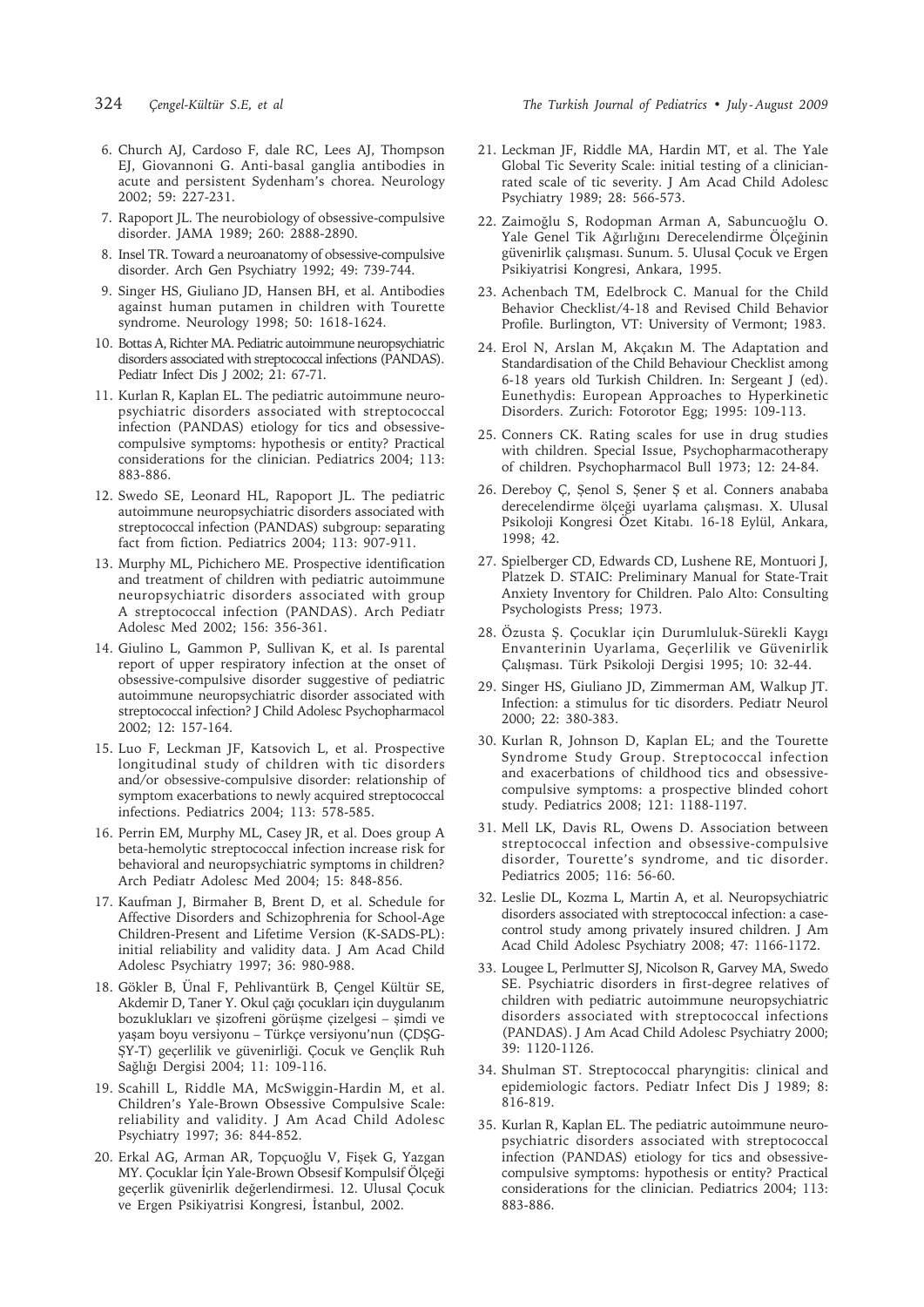6. Church AJ, Cardoso F, dale RC, Lees AJ, Thompson EJ, Giovannoni G. Anti-basal ganglia antibodies in acute and persistent Sydenham's chorea. Neurology 2002; 59: 227-231.
7. Rapoport JL. The neurobiology of obsessive-compulsive disorder. JAMA 1989; 260: 2888-2890.
8. Insel TR. Toward a neuroanatomy of obsessive-compulsive disorder. Arch Gen Psychiatry 1992; 49: 739-744.
9. Singer HS, Giuliano JD, Hansen BH, et al. Antibodies against human putamen in children with Tourette syndrome. Neurology 1998; 50: 1618-1624.
10. Bottas A, Richter MA. Pediatric autoimmune neuropsychiatric disorders associated with streptococcal infections (PANDAS). Pediatr Infect Dis J 2002; 21: 67-71.
11. Kurlan R, Kaplan EL. The pediatric autoimmune neuropsychiatric disorders associated with streptococcal infection (PANDAS) etiology for tics and obsessive-compulsive symptoms: hypothesis or entity? Practical considerations for the clinician. Pediatrics 2004; 113: 883-886.
12. Swedo SE, Leonard HL, Rapoport JL. The pediatric autoimmune neuropsychiatric disorders associated with streptococcal infection (PANDAS) subgroup: separating fact from fiction. Pediatrics 2004; 113: 907-911.
13. Murphy ML, Pichichero ME. Prospective identification and treatment of children with pediatric autoimmune neuropsychiatric disorders associated with group A streptococcal infection (PANDAS). Arch Pediatr Adolesc Med 2002; 156: 356-361.
14. Giulino L, Gammon P, Sullivan K, et al. Is parental report of upper respiratory infection at the onset of obsessive-compulsive disorder suggestive of pediatric autoimmune neuropsychiatric disorder associated with streptococcal infection? J Child Adolesc Psychopharmacol 2002; 12: 157-164.
15. Luo F, Leckman JF, Katsovich L, et al. Prospective longitudinal study of children with tic disorders and/or obsessive-compulsive disorder: relationship of symptom exacerbations to newly acquired streptococcal infections. Pediatrics 2004; 113: 578-585.
16. Perrin EM, Murphy ML, Casey JR, et al. Does group A beta-hemolytic streptococcal infection increase risk for behavioral and neuropsychiatric symptoms in children? Arch Pediatr Adolesc Med 2004; 15: 848-856.
17. Kaufman J, Birmaher B, Brent D, et al. Schedule for Affective Disorders and Schizophrenia for School-Age Children-Present and Lifetime Version (K-SADS-PL): initial reliability and validity data. J Am Acad Child Adolesc Psychiatry 1997; 36: 980-988.
18. Gökler B, Ünal F, Pehlivantürk B, Çengel Kültür SE, Akdemir D, Taner Y. Okul çağı çocukları için duygulanım bozuklukları ve şizofreni görüşme çizelgesi – şimdi ve yaşam boyu versiyonu – Türkçe versiyonu'nun (ÇDŞG-ŞY-T) geçerlilik ve güvenirliği. Çocuk ve Gençlik Ruh Sağlığı Dergisi 2004; 11: 109-116.
19. Scahill L, Riddle MA, McSwiggin-Hardin M, et al. Children's Yale-Brown Obsessive Compulsive Scale: reliability and validity. J Am Acad Child Adolesc Psychiatry 1997; 36: 844-852.
20. Erkal AG, Arman AR, Topçuoğlu V, Fişek G, Yazgan MY. Çocuklar İçin Yale-Brown Obsesif Kompulsif Ölçeği geçerlik güvenirlik değerlendirmesi. 12. Ulusal Çocuk ve Ergen Psikiyatrisi Kongresi, İstanbul, 2002.
21. Leckman JF, Riddle MA, Hardin MT, et al. The Yale Global Tic Severity Scale: initial testing of a clinician-rated scale of tic severity. J Am Acad Child Adolesc Psychiatry 1989; 28: 566-573.
22. Zaimoğlu S, Rodopman Arman A, Sabuncuoğlu O. Yale Genel Tik Ağırlığını Derecelendirme Ölçeğinin güvenirlik çalışması. Sunum. 5. Ulusal Çocuk ve Ergen Psikiyatrisi Kongresi, Ankara, 1995.
23. Achenbach TM, Edelbrock C. Manual for the Child Behavior Checklist/4-18 and Revised Child Behavior Profile. Burlington, VT: University of Vermont; 1983.
24. Erol N, Arslan M, Akçakın M. The Adaptation and Standardisation of the Child Behaviour Checklist among 6-18 years old Turkish Children. In: Sergeant J (ed). Eunethydis: European Approaches to Hyperkinetic Disorders. Zurich: Fotorotor Egg; 1995: 109-113.
25. Conners CK. Rating scales for use in drug studies with children. Special Issue, Psychopharmacotherapy of children. Psychopharmacol Bull 1973; 12: 24-84.
26. Dereboy Ç, Şenol S, Şener Ş et al. Conners anababa derecelendirme ölçeği uyarlama çalışması. X. Ulusal Psikoloji Kongresi Özet Kitabı. 16-18 Eylül, Ankara, 1998; 42.
27. Spielberger CD, Edwards CD, Lushene RE, Montuori J, Platzek D. STAIC: Preliminary Manual for State-Trait Anxiety Inventory for Children. Palo Alto: Consulting Psychologists Press; 1973.
28. Özusta Ş. Çocuklar için Durumluluk-Sürekli Kaygı Envanterinin Uyarlama, Geçerlilik ve Güvenirlik Çalışması. Türk Psikoloji Dergisi 1995; 10: 32-44.
29. Singer HS, Giuliano JD, Zimmerman AM, Walkup JT. Infection: a stimulus for tic disorders. Pediatr Neurol 2000; 22: 380-383.
30. Kurlan R, Johnson D, Kaplan EL; and the Tourette Syndrome Study Group. Streptococcal infection and exacerbations of childhood tics and obsessive-compulsive symptoms: a prospective blinded cohort study. Pediatrics 2008; 121: 1188-1197.
31. Mell LK, Davis RL, Owens D. Association between streptococcal infection and obsessive-compulsive disorder, Tourette's syndrome, and tic disorder. Pediatrics 2005; 116: 56-60.
32. Leslie DL, Kozma L, Martin A, et al. Neuropsychiatric disorders associated with streptococcal infection: a case-control study among privately insured children. J Am Acad Child Adolesc Psychiatry 2008; 47: 1166-1172.
33. Lougee L, Perlmutter SJ, Nicolson R, Garvey MA, Swedo SE. Psychiatric disorders in first-degree relatives of children with pediatric autoimmune neuropsychiatric disorders associated with streptococcal infections (PANDAS). J Am Acad Child Adolesc Psychiatry 2000; 39: 1120-1126.
34. Shulman ST. Streptococcal pharyngitis: clinical and epidemiologic factors. Pediatr Infect Dis J 1989; 8: 816-819.
35. Kurlan R, Kaplan EL. The pediatric autoimmune neuropsychiatric disorders associated with streptococcal infection (PANDAS) etiology for tics and obsessive-compulsive symptoms: hypothesis or entity? Practical considerations for the clinician. Pediatrics 2004; 113: 883-886.